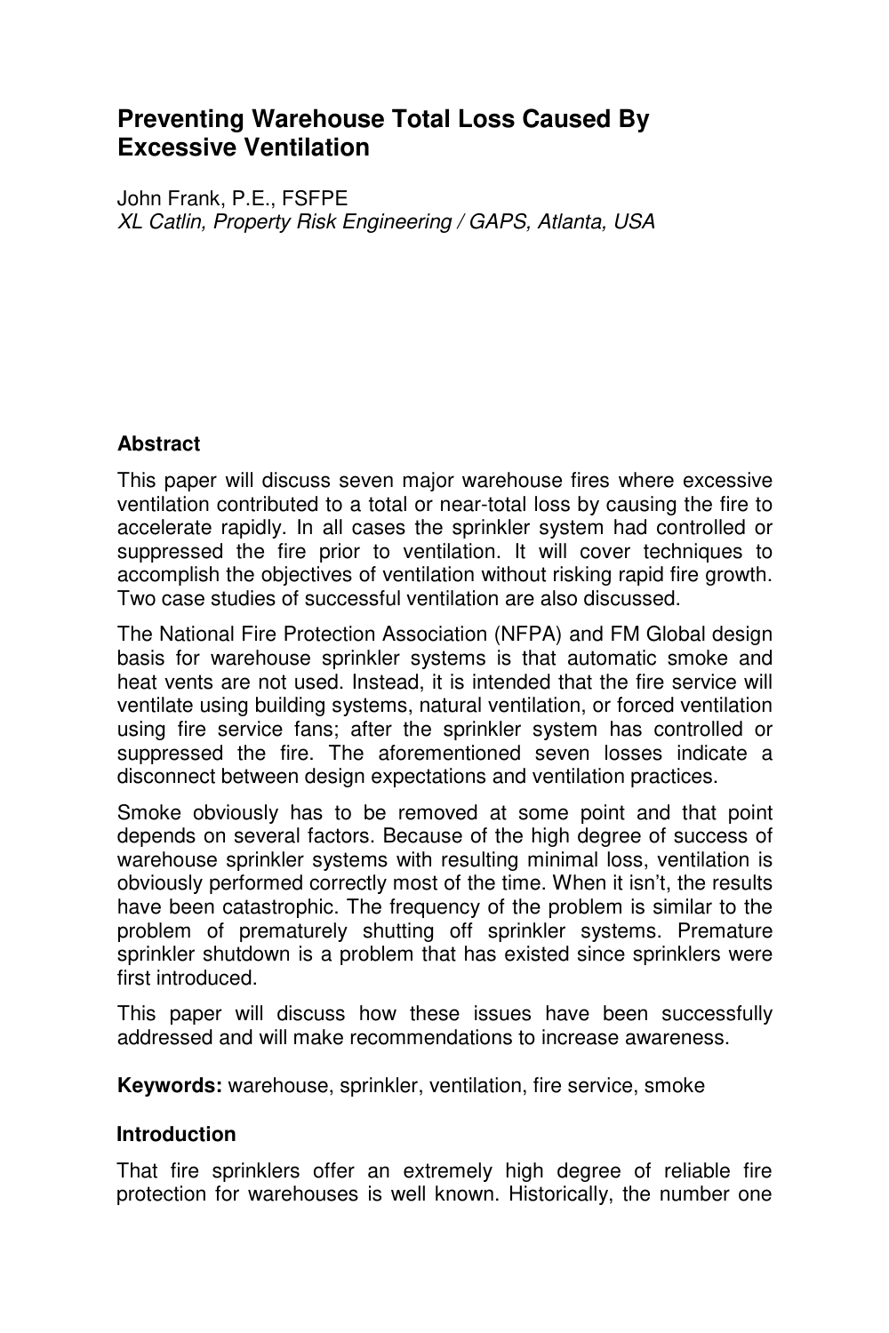# Preventing Warehouse Total Loss Caused By Excessive Ventilation

John Frank, P.E., FSFPE
*XL Catlin, Property Risk Engineering / GAPS, Atlanta, USA*

## Abstract

This paper will discuss seven major warehouse fires where excessive ventilation contributed to a total or near-total loss by causing the fire to accelerate rapidly. In all cases the sprinkler system had controlled or suppressed the fire prior to ventilation. It will cover techniques to accomplish the objectives of ventilation without risking rapid fire growth. Two case studies of successful ventilation are also discussed.

The National Fire Protection Association (NFPA) and FM Global design basis for warehouse sprinkler systems is that automatic smoke and heat vents are not used. Instead, it is intended that the fire service will ventilate using building systems, natural ventilation, or forced ventilation using fire service fans; after the sprinkler system has controlled or suppressed the fire. The aforementioned seven losses indicate a disconnect between design expectations and ventilation practices.

Smoke obviously has to be removed at some point and that point depends on several factors. Because of the high degree of success of warehouse sprinkler systems with resulting minimal loss, ventilation is obviously performed correctly most of the time. When it isn't, the results have been catastrophic. The frequency of the problem is similar to the problem of prematurely shutting off sprinkler systems. Premature sprinkler shutdown is a problem that has existed since sprinklers were first introduced.

This paper will discuss how these issues have been successfully addressed and will make recommendations to increase awareness.

**Keywords:** warehouse, sprinkler, ventilation, fire service, smoke

## Introduction

That fire sprinklers offer an extremely high degree of reliable fire protection for warehouses is well known. Historically, the number one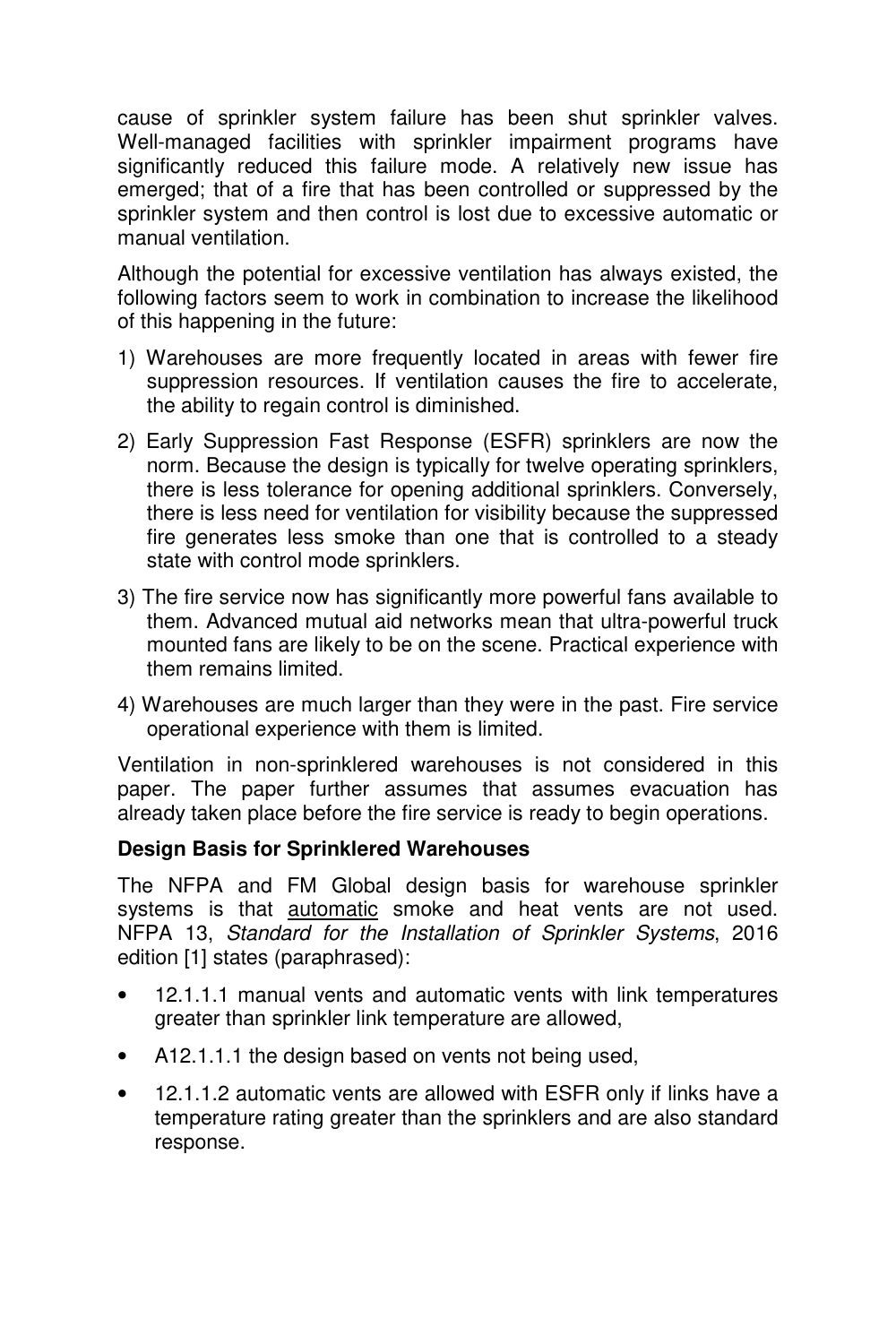cause of sprinkler system failure has been shut sprinkler valves. Well-managed facilities with sprinkler impairment programs have significantly reduced this failure mode. A relatively new issue has emerged; that of a fire that has been controlled or suppressed by the sprinkler system and then control is lost due to excessive automatic or manual ventilation.

Although the potential for excessive ventilation has always existed, the following factors seem to work in combination to increase the likelihood of this happening in the future:

1) Warehouses are more frequently located in areas with fewer fire suppression resources. If ventilation causes the fire to accelerate, the ability to regain control is diminished.
2) Early Suppression Fast Response (ESFR) sprinklers are now the norm. Because the design is typically for twelve operating sprinklers, there is less tolerance for opening additional sprinklers. Conversely, there is less need for ventilation for visibility because the suppressed fire generates less smoke than one that is controlled to a steady state with control mode sprinklers.
3) The fire service now has significantly more powerful fans available to them. Advanced mutual aid networks mean that ultra-powerful truck mounted fans are likely to be on the scene. Practical experience with them remains limited.
4) Warehouses are much larger than they were in the past. Fire service operational experience with them is limited.

Ventilation in non-sprinklered warehouses is not considered in this paper. The paper further assumes that assumes evacuation has already taken place before the fire service is ready to begin operations.

**Design Basis for Sprinklered Warehouses**

The NFPA and FM Global design basis for warehouse sprinkler systems is that <u>automatic</u> smoke and heat vents are not used. NFPA 13, *Standard for the Installation of Sprinkler Systems*, 2016 edition [1] states (paraphrased):

- 12.1.1.1 manual vents and automatic vents with link temperatures greater than sprinkler link temperature are allowed,
- A12.1.1.1 the design based on vents not being used,
- 12.1.1.2 automatic vents are allowed with ESFR only if links have a temperature rating greater than the sprinklers and are also standard response.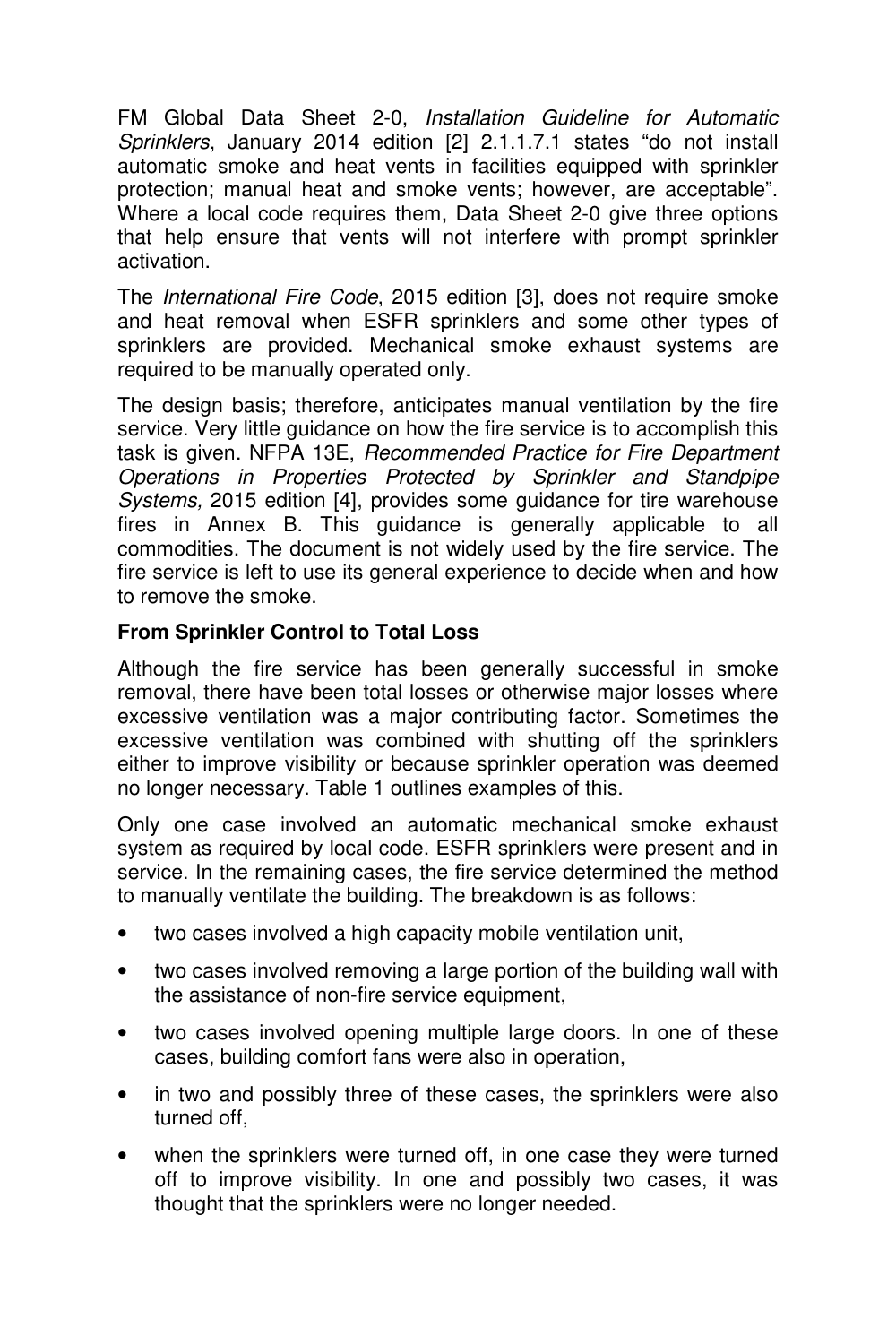FM Global Data Sheet 2-0, *Installation Guideline for Automatic Sprinklers*, January 2014 edition [2] 2.1.1.7.1 states "do not install automatic smoke and heat vents in facilities equipped with sprinkler protection; manual heat and smoke vents; however, are acceptable". Where a local code requires them, Data Sheet 2-0 give three options that help ensure that vents will not interfere with prompt sprinkler activation.

The *International Fire Code*, 2015 edition [3], does not require smoke and heat removal when ESFR sprinklers and some other types of sprinklers are provided. Mechanical smoke exhaust systems are required to be manually operated only.

The design basis; therefore, anticipates manual ventilation by the fire service. Very little guidance on how the fire service is to accomplish this task is given. NFPA 13E, *Recommended Practice for Fire Department Operations in Properties Protected by Sprinkler and Standpipe Systems,* 2015 edition [4], provides some guidance for tire warehouse fires in Annex B. This guidance is generally applicable to all commodities. The document is not widely used by the fire service. The fire service is left to use its general experience to decide when and how to remove the smoke.

**From Sprinkler Control to Total Loss**

Although the fire service has been generally successful in smoke removal, there have been total losses or otherwise major losses where excessive ventilation was a major contributing factor. Sometimes the excessive ventilation was combined with shutting off the sprinklers either to improve visibility or because sprinkler operation was deemed no longer necessary. Table 1 outlines examples of this.

Only one case involved an automatic mechanical smoke exhaust system as required by local code. ESFR sprinklers were present and in service. In the remaining cases, the fire service determined the method to manually ventilate the building. The breakdown is as follows:

- two cases involved a high capacity mobile ventilation unit,
- two cases involved removing a large portion of the building wall with the assistance of non-fire service equipment,
- two cases involved opening multiple large doors. In one of these cases, building comfort fans were also in operation,
- in two and possibly three of these cases, the sprinklers were also turned off,
- when the sprinklers were turned off, in one case they were turned off to improve visibility. In one and possibly two cases, it was thought that the sprinklers were no longer needed.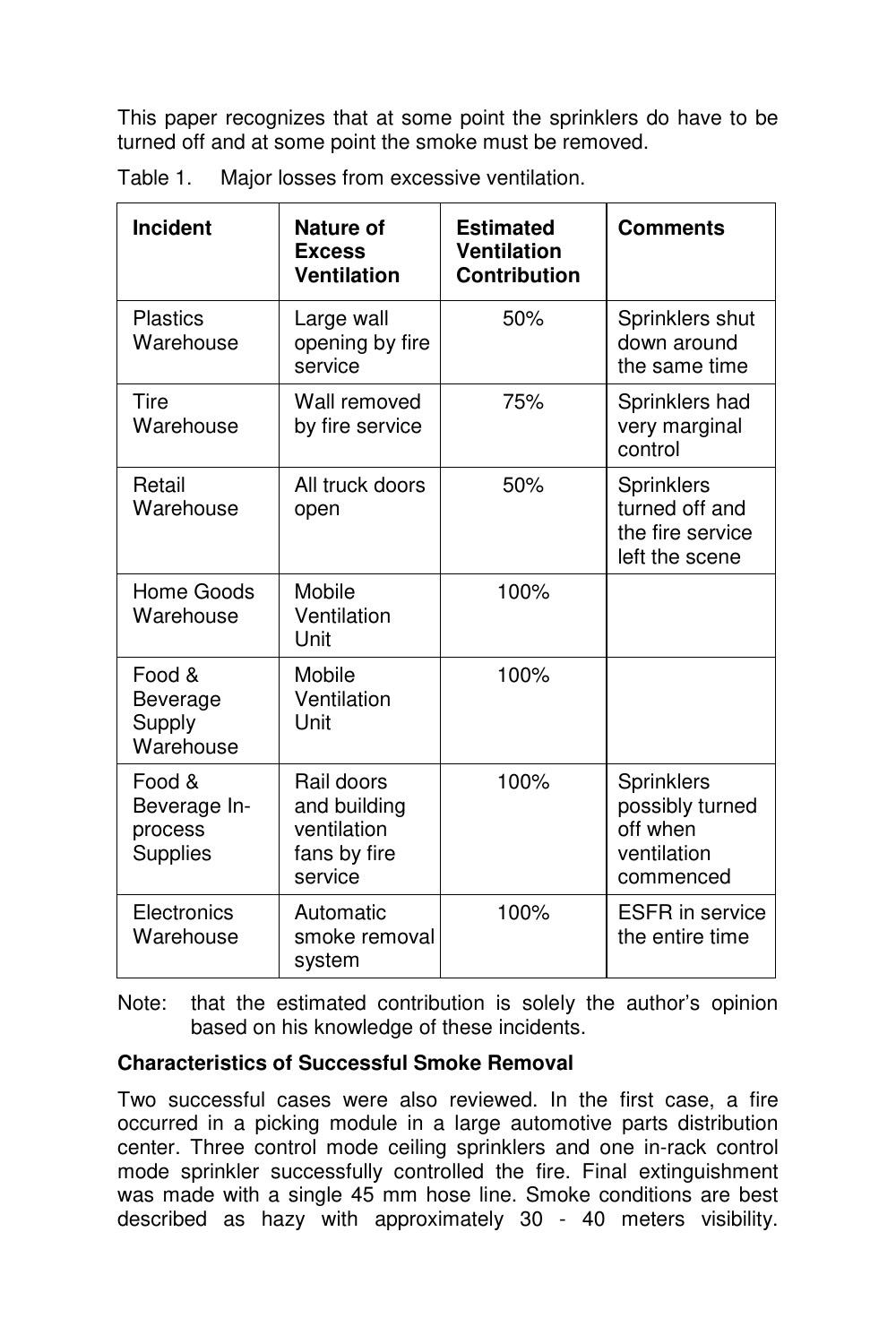This paper recognizes that at some point the sprinklers do have to be turned off and at some point the smoke must be removed.

Table 1. Major losses from excessive ventilation.

| Incident | Nature of Excess Ventilation | Estimated Ventilation Contribution | Comments |
|---|---|---|---|
| Plastics Warehouse | Large wall opening by fire service | 50% | Sprinklers shut down around the same time |
| Tire Warehouse | Wall removed by fire service | 75% | Sprinklers had very marginal control |
| Retail Warehouse | All truck doors open | 50% | Sprinklers turned off and the fire service left the scene |
| Home Goods Warehouse | Mobile Ventilation Unit | 100% | |
| Food & Beverage Supply Warehouse | Mobile Ventilation Unit | 100% | |
| Food & Beverage In-process Supplies | Rail doors and building ventilation fans by fire service | 100% | Sprinklers possibly turned off when ventilation commenced |
| Electronics Warehouse | Automatic smoke removal system | 100% | ESFR in service the entire time |

Note: that the estimated contribution is solely the author's opinion based on his knowledge of these incidents.

**Characteristics of Successful Smoke Removal**

Two successful cases were also reviewed. In the first case, a fire occurred in a picking module in a large automotive parts distribution center. Three control mode ceiling sprinklers and one in-rack control mode sprinkler successfully controlled the fire. Final extinguishment was made with a single 45 mm hose line. Smoke conditions are best described as hazy with approximately 30 - 40 meters visibility.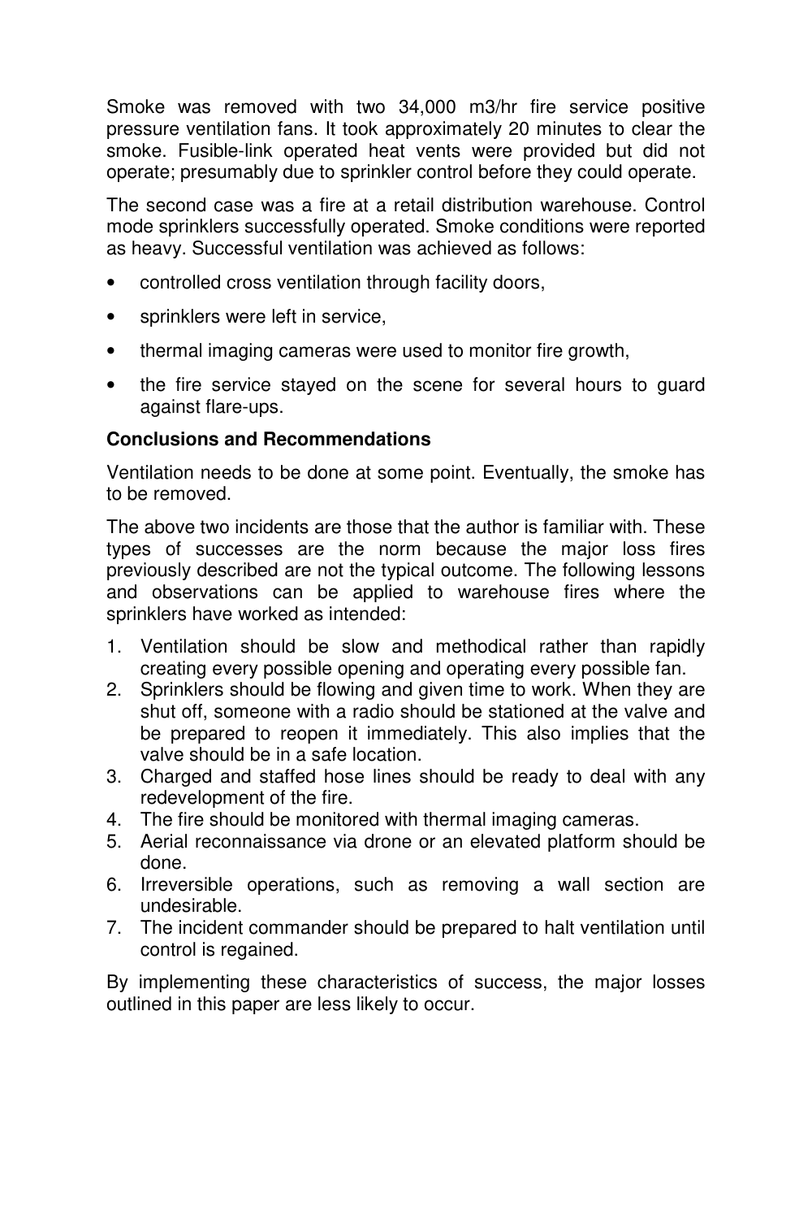Smoke was removed with two 34,000 m3/hr fire service positive pressure ventilation fans. It took approximately 20 minutes to clear the smoke. Fusible-link operated heat vents were provided but did not operate; presumably due to sprinkler control before they could operate.

The second case was a fire at a retail distribution warehouse. Control mode sprinklers successfully operated. Smoke conditions were reported as heavy. Successful ventilation was achieved as follows:

- controlled cross ventilation through facility doors,
- sprinklers were left in service,
- thermal imaging cameras were used to monitor fire growth,
- the fire service stayed on the scene for several hours to guard against flare-ups.

**Conclusions and Recommendations**

Ventilation needs to be done at some point. Eventually, the smoke has to be removed.

The above two incidents are those that the author is familiar with. These types of successes are the norm because the major loss fires previously described are not the typical outcome. The following lessons and observations can be applied to warehouse fires where the sprinklers have worked as intended:

1. Ventilation should be slow and methodical rather than rapidly creating every possible opening and operating every possible fan.
2. Sprinklers should be flowing and given time to work. When they are shut off, someone with a radio should be stationed at the valve and be prepared to reopen it immediately. This also implies that the valve should be in a safe location.
3. Charged and staffed hose lines should be ready to deal with any redevelopment of the fire.
4. The fire should be monitored with thermal imaging cameras.
5. Aerial reconnaissance via drone or an elevated platform should be done.
6. Irreversible operations, such as removing a wall section are undesirable.
7. The incident commander should be prepared to halt ventilation until control is regained.

By implementing these characteristics of success, the major losses outlined in this paper are less likely to occur.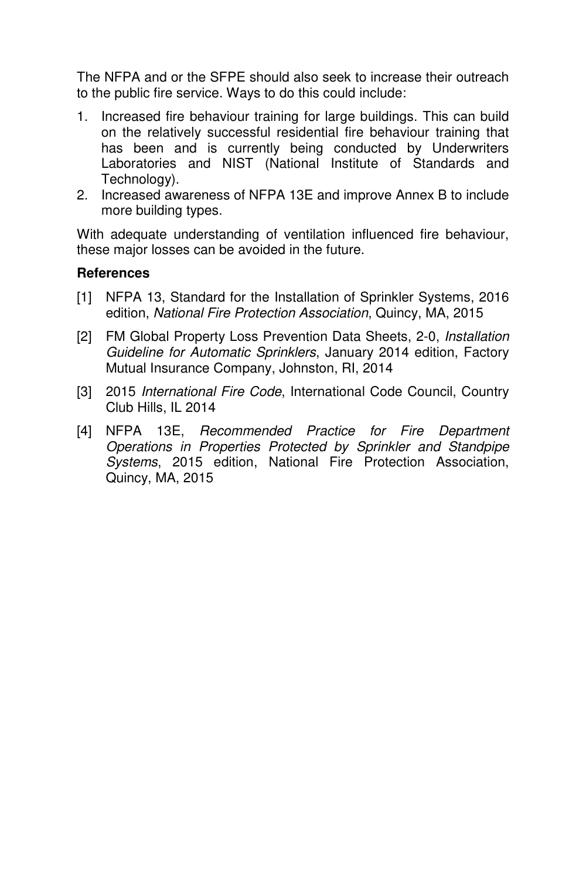The NFPA and or the SFPE should also seek to increase their outreach to the public fire service. Ways to do this could include:

1. Increased fire behaviour training for large buildings. This can build on the relatively successful residential fire behaviour training that has been and is currently being conducted by Underwriters Laboratories and NIST (National Institute of Standards and Technology).
2. Increased awareness of NFPA 13E and improve Annex B to include more building types.

With adequate understanding of ventilation influenced fire behaviour, these major losses can be avoided in the future.

**References**

[1] NFPA 13, Standard for the Installation of Sprinkler Systems, 2016 edition, *National Fire Protection Association*, Quincy, MA, 2015

[2] FM Global Property Loss Prevention Data Sheets, 2-0, *Installation Guideline for Automatic Sprinklers*, January 2014 edition, Factory Mutual Insurance Company, Johnston, RI, 2014

[3] 2015 *International Fire Code*, International Code Council, Country Club Hills, IL 2014

[4] NFPA 13E, *Recommended Practice for Fire Department Operations in Properties Protected by Sprinkler and Standpipe Systems*, 2015 edition, National Fire Protection Association, Quincy, MA, 2015